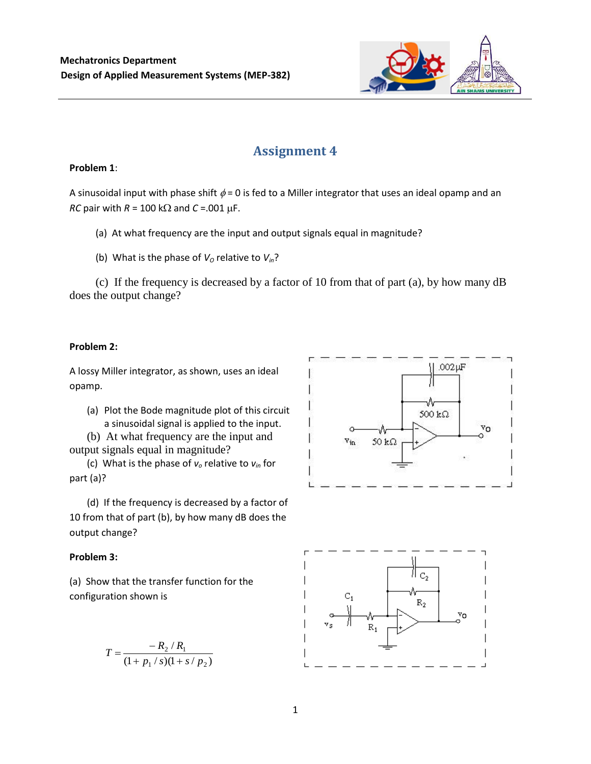Mechatronics Department

Design of Applied Measurement Systems (MEP-382)

# Assignment 4

**Problem 1**:

A sinusoidal input with phase shift $\phi = 0$ is fed to a Miller integrator that uses an ideal opamp and an *RC* pair with $R$ = 100 kΩ and $C$ =.001 μF.

(a) At what frequency are the input and output signals equal in magnitude?

(b) What is the phase of $V_O$ relative to $V_{in}$?

(c) If the frequency is decreased by a factor of 10 from that of part (a), by how many dB does the output change?

**Problem 2:**

A lossy Miller integrator, as shown, uses an ideal opamp.

(a) Plot the Bode magnitude plot of this circuit a sinusoidal signal is applied to the input.

(b) At what frequency are the input and output signals equal in magnitude?

(c) What is the phase of $v_o$ relative to $v_{in}$ for part (a)?

(d) If the frequency is decreased by a factor of 10 from that of part (b), by how many dB does the output change?

**Problem 3:**

(a) Show that the transfer function for the configuration shown is

$$T = \frac{-R_2 / R_1}{(1 + p_1 / s)(1 + s / p_2)}$$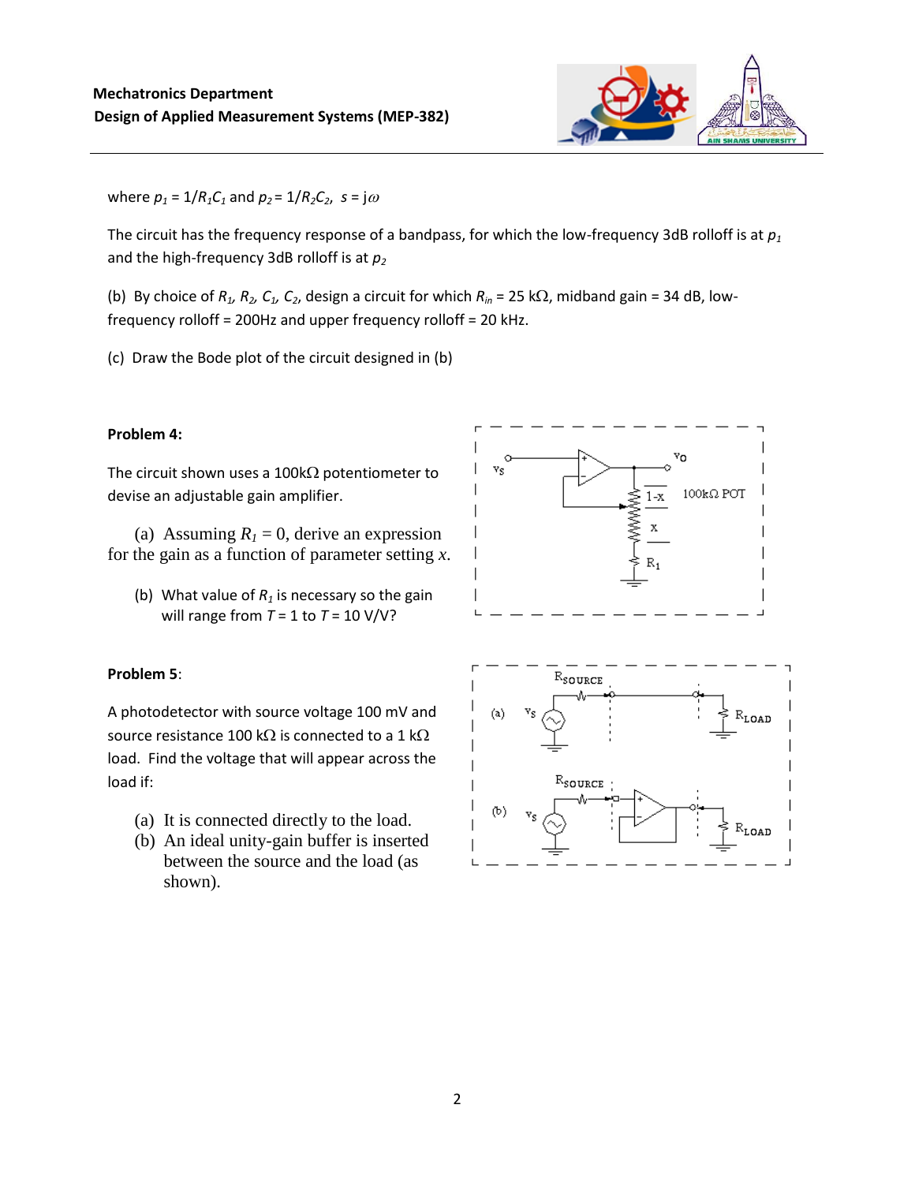where $p_1 = 1/R_1C_1$ and $p_2 = 1/R_2C_2$, $s = j\omega$

The circuit has the frequency response of a bandpass, for which the low-frequency 3dB rolloff is at $p_1$ and the high-frequency 3dB rolloff is at $p_2$

(b) By choice of $R_1$, $R_2$, $C_1$, $C_2$, design a circuit for which $R_{in}$ = 25 kΩ, midband gain = 34 dB, low-frequency rolloff = 200Hz and upper frequency rolloff = 20 kHz.

(c) Draw the Bode plot of the circuit designed in (b)

**Problem 4:**

The circuit shown uses a 100kΩ potentiometer to devise an adjustable gain amplifier.

(a) Assuming $R_1 = 0$, derive an expression for the gain as a function of parameter setting $x$.

(b) What value of $R_1$ is necessary so the gain will range from $T = 1$ to $T = 10$ V/V?

**Problem 5**:

A photodetector with source voltage 100 mV and source resistance 100 kΩ is connected to a 1 kΩ load. Find the voltage that will appear across the load if:

(a) It is connected directly to the load.
(b) An ideal unity-gain buffer is inserted between the source and the load (as shown).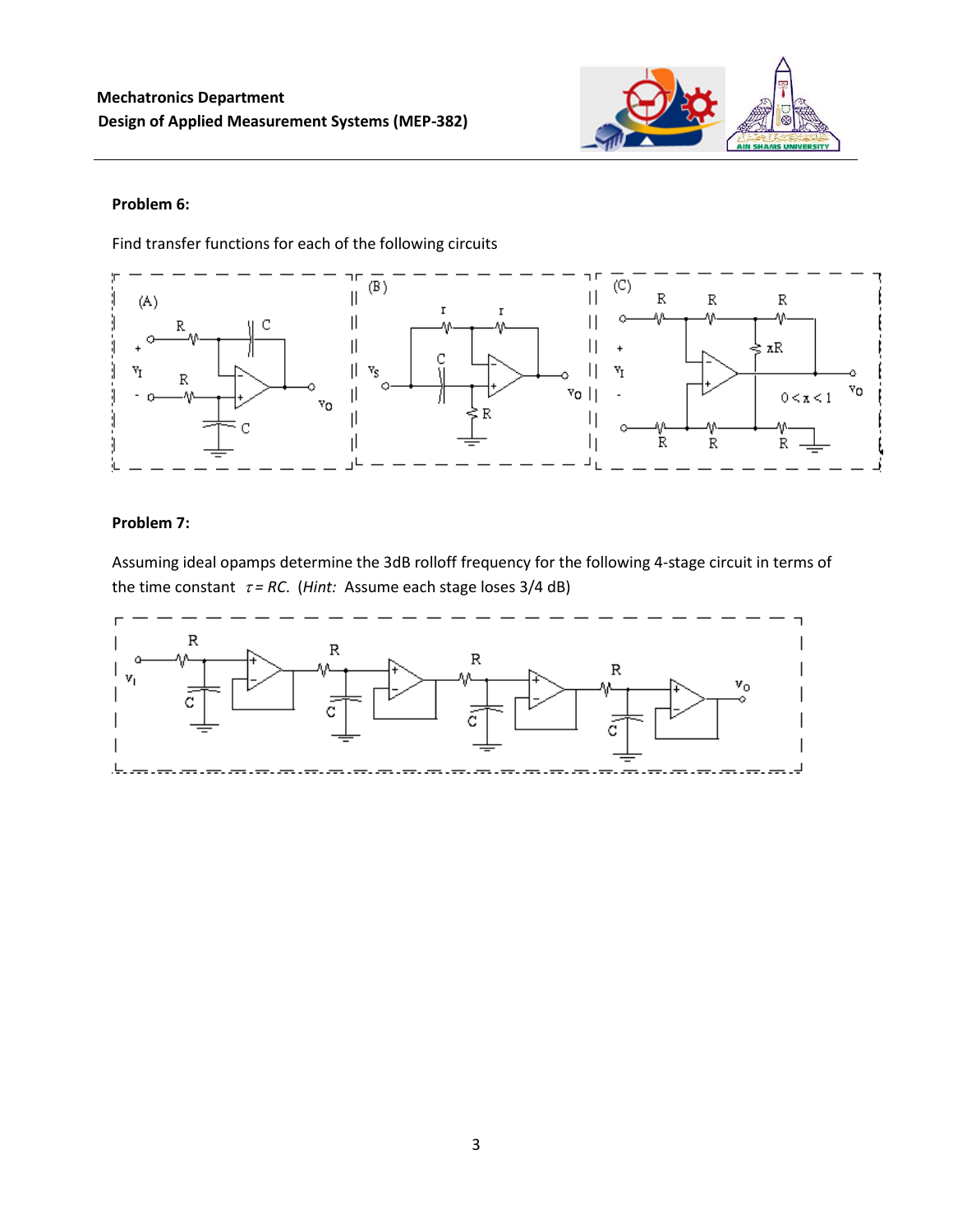**Problem 6:**

Find transfer functions for each of the following circuits

(A)

R

C

$v_I$

R

C

$v_O$

(B)

r

r

C

$v_S$

R

$v_O$

(C)

R R R

$v_I$

xR

$0 < x < 1$

$v_O$

R R R

**Problem 7:**

Assuming ideal opamps determine the 3dB rolloff frequency for the following 4-stage circuit in terms of the time constant $\tau = RC$. (*Hint:* Assume each stage loses 3/4 dB)

$v_I$

R R R R

C C C C

$v_O$